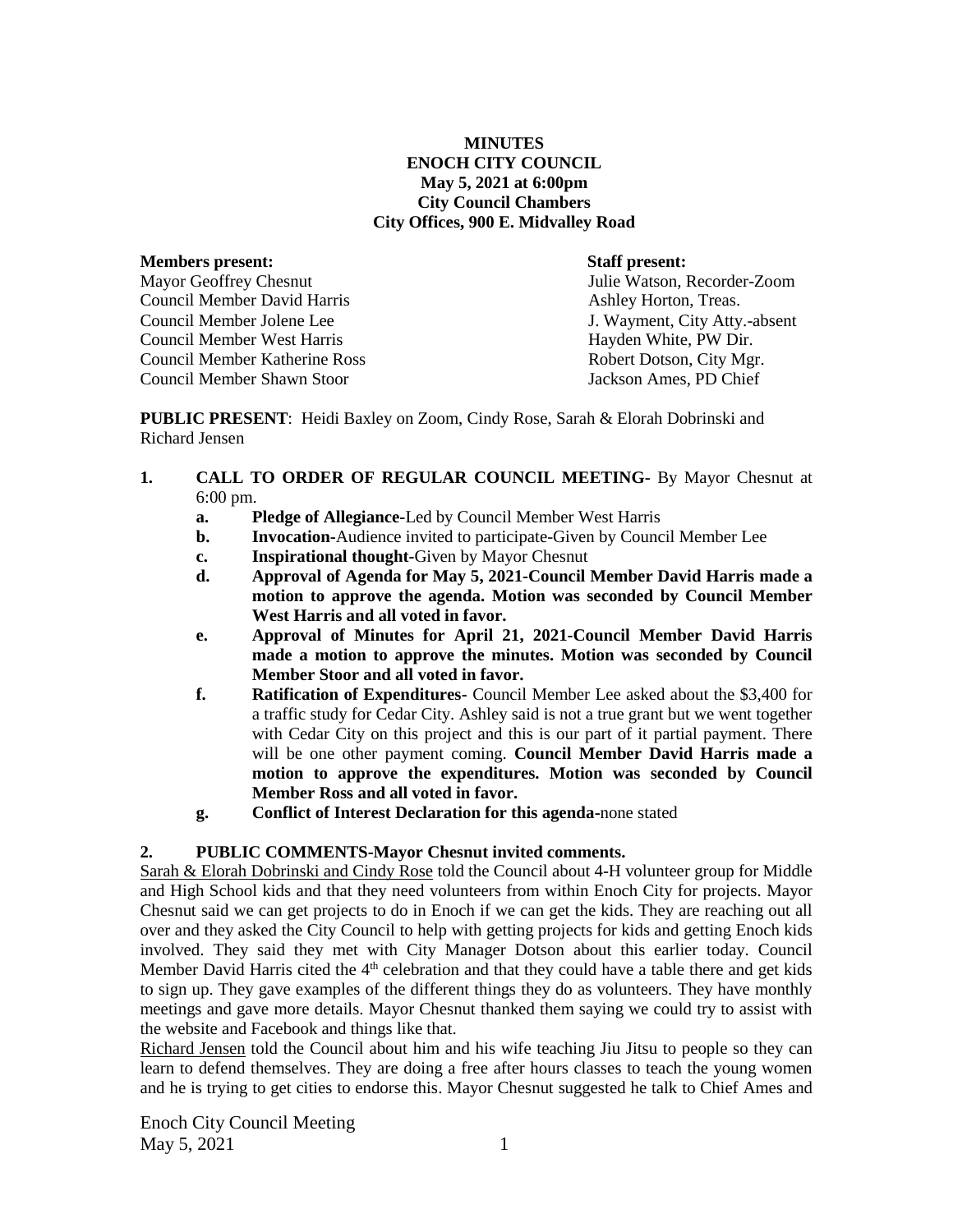**MINUTES**
**ENOCH CITY COUNCIL**
**May 5, 2021 at 6:00pm**
**City Council Chambers**
**City Offices, 900 E. Midvalley Road**

| **Members present:** | **Staff present:** |
|---|---|
| Mayor Geoffrey Chesnut | Julie Watson, Recorder-Zoom |
| Council Member David Harris | Ashley Horton, Treas. |
| Council Member Jolene Lee | J. Wayment, City Atty.-absent |
| Council Member West Harris | Hayden White, PW Dir. |
| Council Member Katherine Ross | Robert Dotson, City Mgr. |
| Council Member Shawn Stoor | Jackson Ames, PD Chief |

**PUBLIC PRESENT**: Heidi Baxley on Zoom, Cindy Rose, Sarah & Elorah Dobrinski and Richard Jensen

1. **CALL TO ORDER OF REGULAR COUNCIL MEETING-** By Mayor Chesnut at 6:00 pm.
   a. **Pledge of Allegiance-**Led by Council Member West Harris
   b. **Invocation-**Audience invited to participate-Given by Council Member Lee
   c. **Inspirational thought**-Given by Mayor Chesnut
   d. **Approval of Agenda for May 5, 2021-Council Member David Harris made a motion to approve the agenda. Motion was seconded by Council Member West Harris and all voted in favor.**
   e. **Approval of Minutes for April 21, 2021-Council Member David Harris made a motion to approve the minutes. Motion was seconded by Council Member Stoor and all voted in favor.**
   f. **Ratification of Expenditures-** Council Member Lee asked about the $3,400 for a traffic study for Cedar City. Ashley said is not a true grant but we went together with Cedar City on this project and this is our part of it partial payment. There will be one other payment coming. **Council Member David Harris made a motion to approve the expenditures. Motion was seconded by Council Member Ross and all voted in favor.**
   g. **Conflict of Interest Declaration for this agenda-**none stated

2. **PUBLIC COMMENTS-Mayor Chesnut invited comments.**

Sarah & Elorah Dobrinski and Cindy Rose told the Council about 4-H volunteer group for Middle and High School kids and that they need volunteers from within Enoch City for projects. Mayor Chesnut said we can get projects to do in Enoch if we can get the kids. They are reaching out all over and they asked the City Council to help with getting projects for kids and getting Enoch kids involved. They said they met with City Manager Dotson about this earlier today. Council Member David Harris cited the 4th celebration and that they could have a table there and get kids to sign up. They gave examples of the different things they do as volunteers. They have monthly meetings and gave more details. Mayor Chesnut thanked them saying we could try to assist with the website and Facebook and things like that.

Richard Jensen told the Council about him and his wife teaching Jiu Jitsu to people so they can learn to defend themselves. They are doing a free after hours classes to teach the young women and he is trying to get cities to endorse this. Mayor Chesnut suggested he talk to Chief Ames and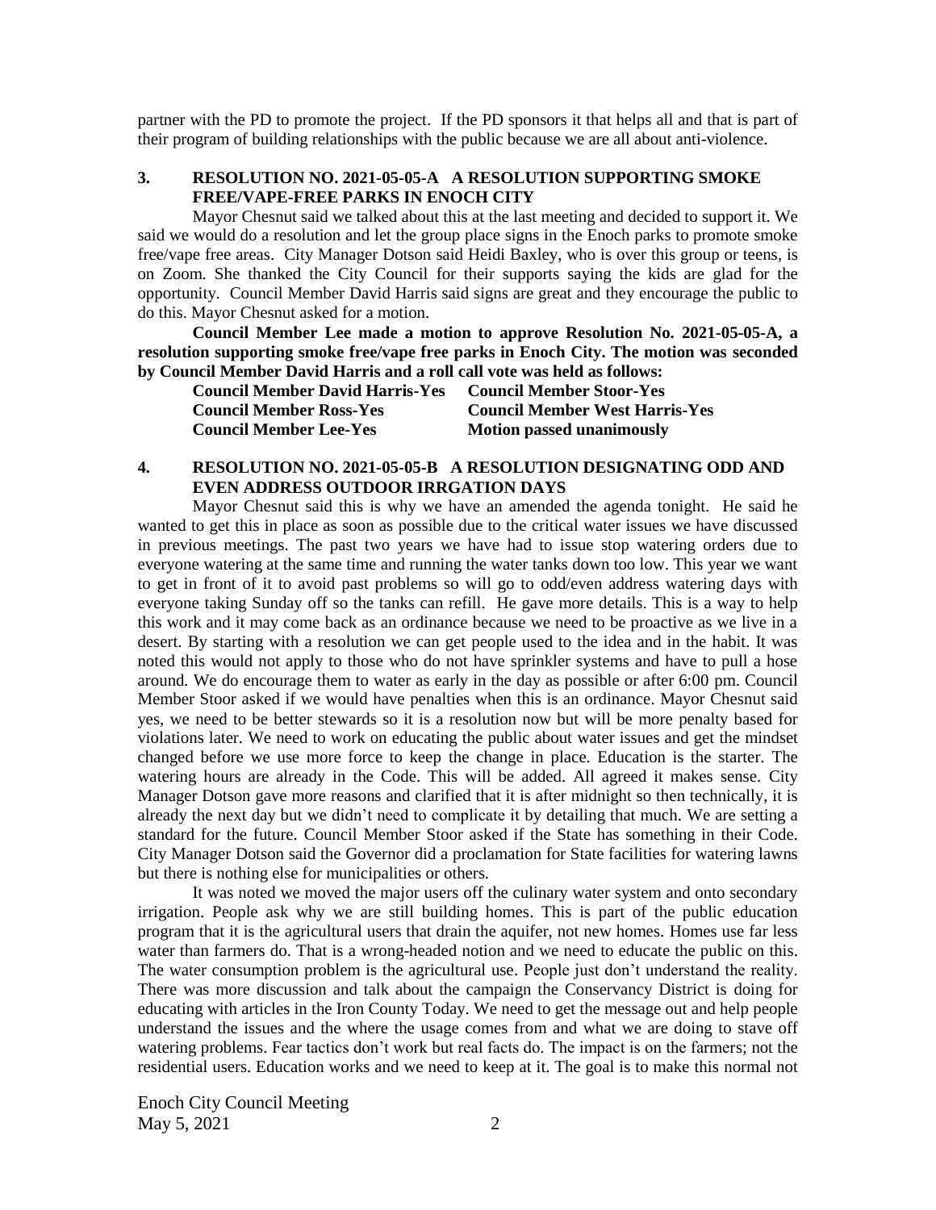partner with the PD to promote the project. If the PD sponsors it that helps all and that is part of their program of building relationships with the public because we are all about anti-violence.

### 3. RESOLUTION NO. 2021-05-05-A A RESOLUTION SUPPORTING SMOKE FREE/VAPE-FREE PARKS IN ENOCH CITY

Mayor Chesnut said we talked about this at the last meeting and decided to support it. We said we would do a resolution and let the group place signs in the Enoch parks to promote smoke free/vape free areas. City Manager Dotson said Heidi Baxley, who is over this group or teens, is on Zoom. She thanked the City Council for their supports saying the kids are glad for the opportunity. Council Member David Harris said signs are great and they encourage the public to do this. Mayor Chesnut asked for a motion.

**Council Member Lee made a motion to approve Resolution No. 2021-05-05-A, a resolution supporting smoke free/vape free parks in Enoch City. The motion was seconded by Council Member David Harris and a roll call vote was held as follows:**

| | |
|---|---|
| **Council Member David Harris-Yes** | **Council Member Stoor-Yes** |
| **Council Member Ross-Yes** | **Council Member West Harris-Yes** |
| **Council Member Lee-Yes** | **Motion passed unanimously** |

### 4. RESOLUTION NO. 2021-05-05-B A RESOLUTION DESIGNATING ODD AND EVEN ADDRESS OUTDOOR IRRGATION DAYS

Mayor Chesnut said this is why we have an amended the agenda tonight. He said he wanted to get this in place as soon as possible due to the critical water issues we have discussed in previous meetings. The past two years we have had to issue stop watering orders due to everyone watering at the same time and running the water tanks down too low. This year we want to get in front of it to avoid past problems so will go to odd/even address watering days with everyone taking Sunday off so the tanks can refill. He gave more details. This is a way to help this work and it may come back as an ordinance because we need to be proactive as we live in a desert. By starting with a resolution we can get people used to the idea and in the habit. It was noted this would not apply to those who do not have sprinkler systems and have to pull a hose around. We do encourage them to water as early in the day as possible or after 6:00 pm. Council Member Stoor asked if we would have penalties when this is an ordinance. Mayor Chesnut said yes, we need to be better stewards so it is a resolution now but will be more penalty based for violations later. We need to work on educating the public about water issues and get the mindset changed before we use more force to keep the change in place. Education is the starter. The watering hours are already in the Code. This will be added. All agreed it makes sense. City Manager Dotson gave more reasons and clarified that it is after midnight so then technically, it is already the next day but we didn't need to complicate it by detailing that much. We are setting a standard for the future. Council Member Stoor asked if the State has something in their Code. City Manager Dotson said the Governor did a proclamation for State facilities for watering lawns but there is nothing else for municipalities or others.

It was noted we moved the major users off the culinary water system and onto secondary irrigation. People ask why we are still building homes. This is part of the public education program that it is the agricultural users that drain the aquifer, not new homes. Homes use far less water than farmers do. That is a wrong-headed notion and we need to educate the public on this. The water consumption problem is the agricultural use. People just don't understand the reality. There was more discussion and talk about the campaign the Conservancy District is doing for educating with articles in the Iron County Today. We need to get the message out and help people understand the issues and the where the usage comes from and what we are doing to stave off watering problems. Fear tactics don't work but real facts do. The impact is on the farmers; not the residential users. Education works and we need to keep at it. The goal is to make this normal not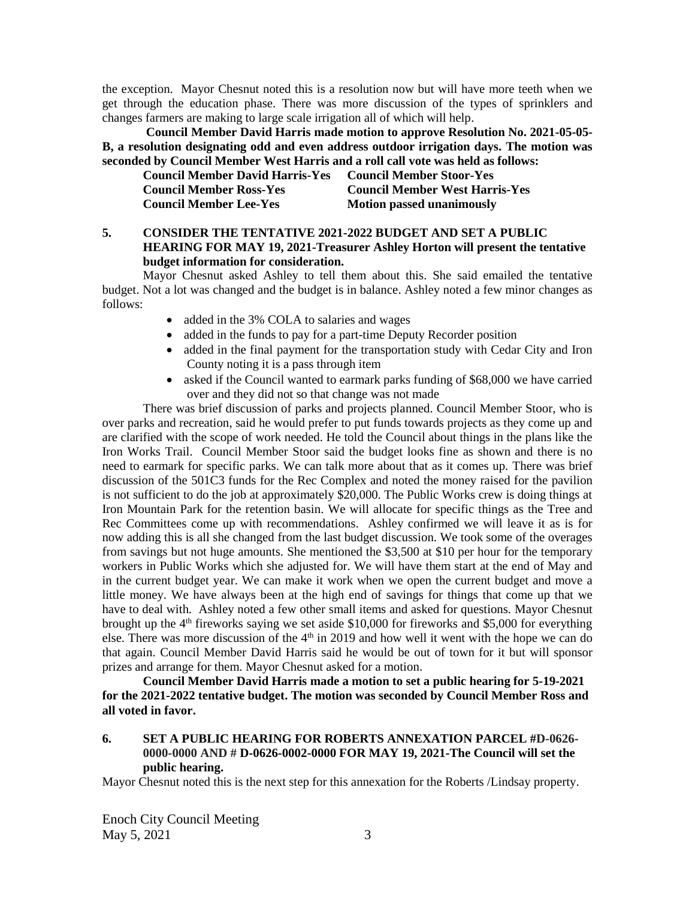the exception. Mayor Chesnut noted this is a resolution now but will have more teeth when we get through the education phase. There was more discussion of the types of sprinklers and changes farmers are making to large scale irrigation all of which will help.

**Council Member David Harris made motion to approve Resolution No. 2021-05-05-B, a resolution designating odd and even address outdoor irrigation days. The motion was seconded by Council Member West Harris and a roll call vote was held as follows:**

| | |
|---|---|
| **Council Member David Harris-Yes** | **Council Member Stoor-Yes** |
| **Council Member Ross-Yes** | **Council Member West Harris-Yes** |
| **Council Member Lee-Yes** | **Motion passed unanimously** |

**5. CONSIDER THE TENTATIVE 2021-2022 BUDGET AND SET A PUBLIC HEARING FOR MAY 19, 2021-Treasurer Ashley Horton will present the tentative budget information for consideration.**

Mayor Chesnut asked Ashley to tell them about this. She said emailed the tentative budget. Not a lot was changed and the budget is in balance. Ashley noted a few minor changes as follows:

- added in the 3% COLA to salaries and wages
- added in the funds to pay for a part-time Deputy Recorder position
- added in the final payment for the transportation study with Cedar City and Iron County noting it is a pass through item
- asked if the Council wanted to earmark parks funding of $68,000 we have carried over and they did not so that change was not made

There was brief discussion of parks and projects planned. Council Member Stoor, who is over parks and recreation, said he would prefer to put funds towards projects as they come up and are clarified with the scope of work needed. He told the Council about things in the plans like the Iron Works Trail. Council Member Stoor said the budget looks fine as shown and there is no need to earmark for specific parks. We can talk more about that as it comes up. There was brief discussion of the 501C3 funds for the Rec Complex and noted the money raised for the pavilion is not sufficient to do the job at approximately $20,000. The Public Works crew is doing things at Iron Mountain Park for the retention basin. We will allocate for specific things as the Tree and Rec Committees come up with recommendations. Ashley confirmed we will leave it as is for now adding this is all she changed from the last budget discussion. We took some of the overages from savings but not huge amounts. She mentioned the $3,500 at $10 per hour for the temporary workers in Public Works which she adjusted for. We will have them start at the end of May and in the current budget year. We can make it work when we open the current budget and move a little money. We have always been at the high end of savings for things that come up that we have to deal with. Ashley noted a few other small items and asked for questions. Mayor Chesnut brought up the 4th fireworks saying we set aside $10,000 for fireworks and $5,000 for everything else. There was more discussion of the 4th in 2019 and how well it went with the hope we can do that again. Council Member David Harris said he would be out of town for it but will sponsor prizes and arrange for them. Mayor Chesnut asked for a motion.

**Council Member David Harris made a motion to set a public hearing for 5-19-2021 for the 2021-2022 tentative budget. The motion was seconded by Council Member Ross and all voted in favor.**

**6. SET A PUBLIC HEARING FOR ROBERTS ANNEXATION PARCEL #D-0626-0000-0000 AND # D-0626-0002-0000 FOR MAY 19, 2021-The Council will set the public hearing.**

Mayor Chesnut noted this is the next step for this annexation for the Roberts /Lindsay property.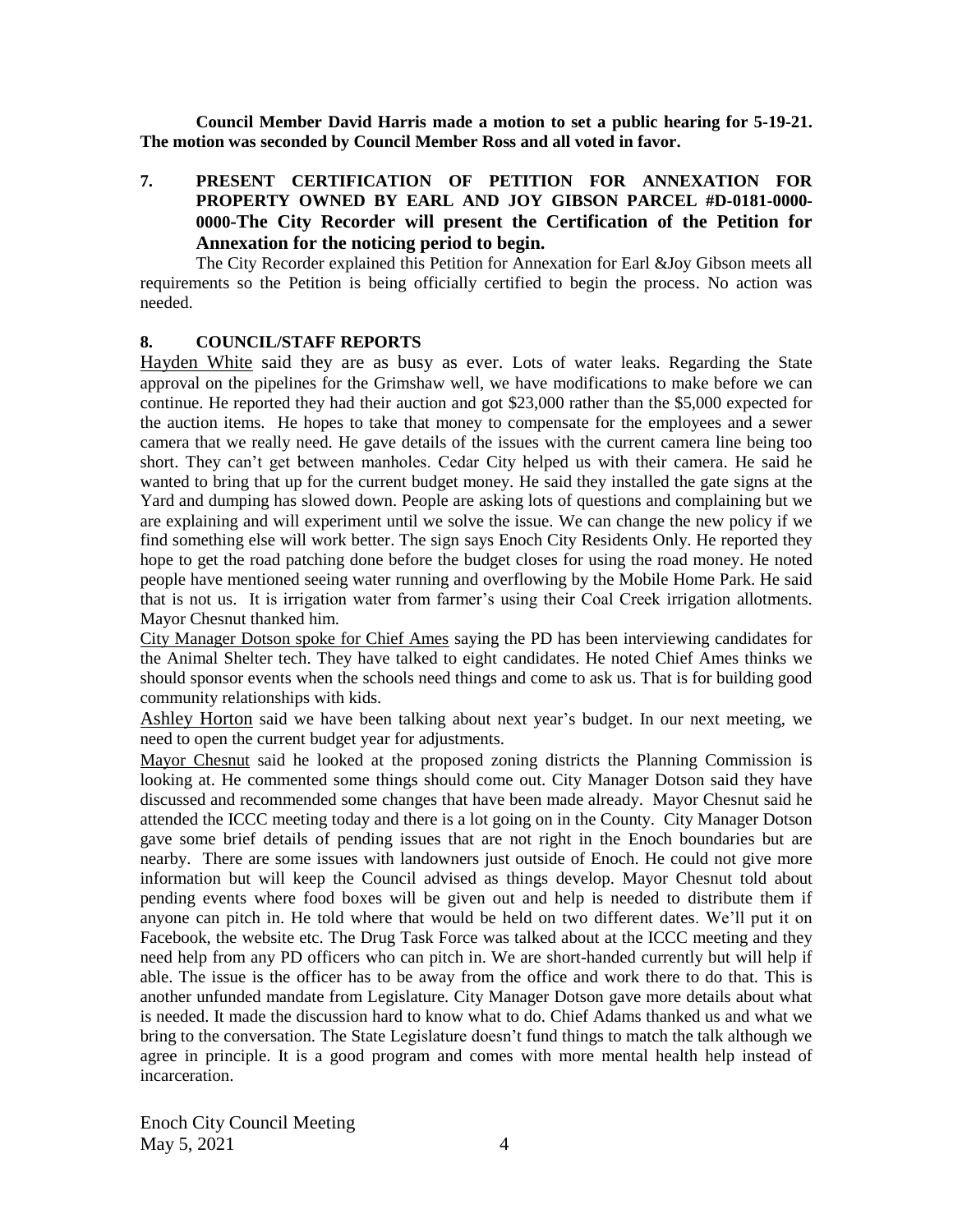**Council Member David Harris made a motion to set a public hearing for 5-19-21. The motion was seconded by Council Member Ross and all voted in favor.**

**7. PRESENT CERTIFICATION OF PETITION FOR ANNEXATION FOR PROPERTY OWNED BY EARL AND JOY GIBSON PARCEL #D-0181-0000-0000-The City Recorder will present the Certification of the Petition for Annexation for the noticing period to begin.**

The City Recorder explained this Petition for Annexation for Earl &Joy Gibson meets all requirements so the Petition is being officially certified to begin the process. No action was needed.

**8. COUNCIL/STAFF REPORTS**

Hayden White said they are as busy as ever. Lots of water leaks. Regarding the State approval on the pipelines for the Grimshaw well, we have modifications to make before we can continue. He reported they had their auction and got $23,000 rather than the $5,000 expected for the auction items. He hopes to take that money to compensate for the employees and a sewer camera that we really need. He gave details of the issues with the current camera line being too short. They can't get between manholes. Cedar City helped us with their camera. He said he wanted to bring that up for the current budget money. He said they installed the gate signs at the Yard and dumping has slowed down. People are asking lots of questions and complaining but we are explaining and will experiment until we solve the issue. We can change the new policy if we find something else will work better. The sign says Enoch City Residents Only. He reported they hope to get the road patching done before the budget closes for using the road money. He noted people have mentioned seeing water running and overflowing by the Mobile Home Park. He said that is not us. It is irrigation water from farmer's using their Coal Creek irrigation allotments. Mayor Chesnut thanked him.

City Manager Dotson spoke for Chief Ames saying the PD has been interviewing candidates for the Animal Shelter tech. They have talked to eight candidates. He noted Chief Ames thinks we should sponsor events when the schools need things and come to ask us. That is for building good community relationships with kids.

Ashley Horton said we have been talking about next year's budget. In our next meeting, we need to open the current budget year for adjustments.

Mayor Chesnut said he looked at the proposed zoning districts the Planning Commission is looking at. He commented some things should come out. City Manager Dotson said they have discussed and recommended some changes that have been made already. Mayor Chesnut said he attended the ICCC meeting today and there is a lot going on in the County. City Manager Dotson gave some brief details of pending issues that are not right in the Enoch boundaries but are nearby. There are some issues with landowners just outside of Enoch. He could not give more information but will keep the Council advised as things develop. Mayor Chesnut told about pending events where food boxes will be given out and help is needed to distribute them if anyone can pitch in. He told where that would be held on two different dates. We'll put it on Facebook, the website etc. The Drug Task Force was talked about at the ICCC meeting and they need help from any PD officers who can pitch in. We are short-handed currently but will help if able. The issue is the officer has to be away from the office and work there to do that. This is another unfunded mandate from Legislature. City Manager Dotson gave more details about what is needed. It made the discussion hard to know what to do. Chief Adams thanked us and what we bring to the conversation. The State Legislature doesn't fund things to match the talk although we agree in principle. It is a good program and comes with more mental health help instead of incarceration.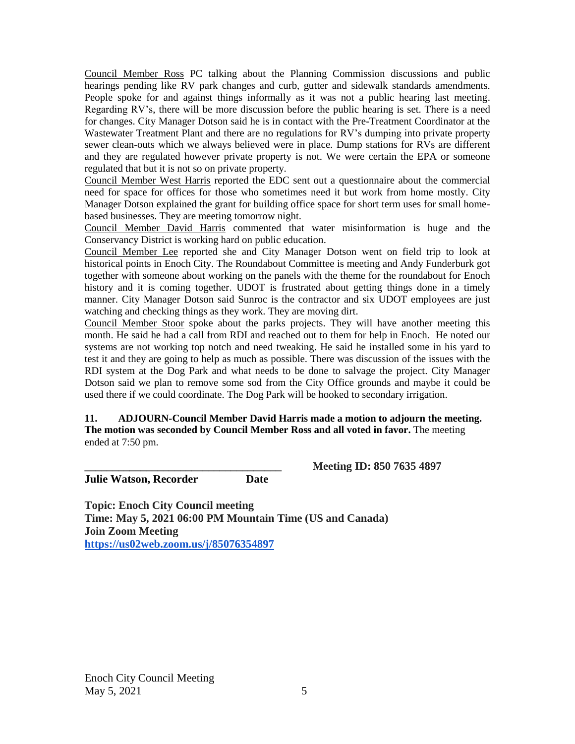Council Member Ross PC talking about the Planning Commission discussions and public hearings pending like RV park changes and curb, gutter and sidewalk standards amendments. People spoke for and against things informally as it was not a public hearing last meeting. Regarding RV's, there will be more discussion before the public hearing is set. There is a need for changes. City Manager Dotson said he is in contact with the Pre-Treatment Coordinator at the Wastewater Treatment Plant and there are no regulations for RV's dumping into private property sewer clean-outs which we always believed were in place. Dump stations for RVs are different and they are regulated however private property is not. We were certain the EPA or someone regulated that but it is not so on private property.

Council Member West Harris reported the EDC sent out a questionnaire about the commercial need for space for offices for those who sometimes need it but work from home mostly. City Manager Dotson explained the grant for building office space for short term uses for small home-based businesses. They are meeting tomorrow night.

Council Member David Harris commented that water misinformation is huge and the Conservancy District is working hard on public education.

Council Member Lee reported she and City Manager Dotson went on field trip to look at historical points in Enoch City. The Roundabout Committee is meeting and Andy Funderburk got together with someone about working on the panels with the theme for the roundabout for Enoch history and it is coming together. UDOT is frustrated about getting things done in a timely manner. City Manager Dotson said Sunroc is the contractor and six UDOT employees are just watching and checking things as they work. They are moving dirt.

Council Member Stoor spoke about the parks projects. They will have another meeting this month. He said he had a call from RDI and reached out to them for help in Enoch. He noted our systems are not working top notch and need tweaking. He said he installed some in his yard to test it and they are going to help as much as possible. There was discussion of the issues with the RDI system at the Dog Park and what needs to be done to salvage the project. City Manager Dotson said we plan to remove some sod from the City Office grounds and maybe it could be used there if we could coordinate. The Dog Park will be hooked to secondary irrigation.

**11. ADJOURN-Council Member David Harris made a motion to adjourn the meeting. The motion was seconded by Council Member Ross and all voted in favor.** The meeting ended at 7:50 pm.

**\_\_\_\_\_\_\_\_\_\_\_\_\_\_\_\_\_\_\_\_\_\_\_\_\_\_\_\_\_\_\_\_\_\_\_**

**Julie Watson, Recorder Date**

**Meeting ID: 850 7635 4897**

**Topic: Enoch City Council meeting**
**Time: May 5, 2021 06:00 PM Mountain Time (US and Canada)**
**Join Zoom Meeting**
**https://us02web.zoom.us/j/85076354897**